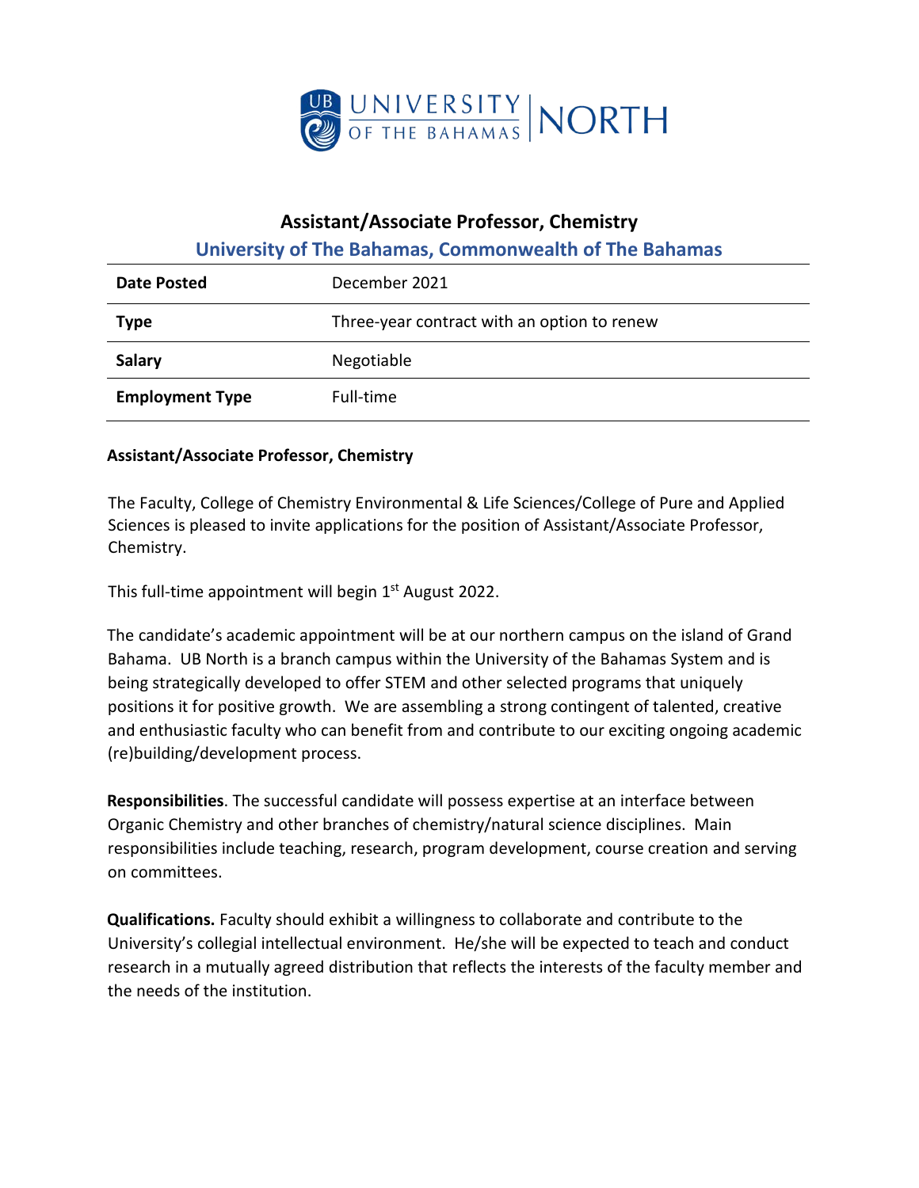# Assistant/Associate Professor, Chemistry

## University of The Bahamas, Commonwealth of The Bahamas

| | |
|---|---|
| **Date Posted** | December 2021 |
| **Type** | Three-year contract with an option to renew |
| **Salary** | Negotiable |
| **Employment Type** | Full-time |

**Assistant/Associate Professor, Chemistry**

The Faculty, College of Chemistry Environmental & Life Sciences/College of Pure and Applied Sciences is pleased to invite applications for the position of Assistant/Associate Professor, Chemistry.

This full-time appointment will begin 1st August 2022.

The candidate's academic appointment will be at our northern campus on the island of Grand Bahama. UB North is a branch campus within the University of the Bahamas System and is being strategically developed to offer STEM and other selected programs that uniquely positions it for positive growth. We are assembling a strong contingent of talented, creative and enthusiastic faculty who can benefit from and contribute to our exciting ongoing academic (re)building/development process.

**Responsibilities**. The successful candidate will possess expertise at an interface between Organic Chemistry and other branches of chemistry/natural science disciplines. Main responsibilities include teaching, research, program development, course creation and serving on committees.

**Qualifications.** Faculty should exhibit a willingness to collaborate and contribute to the University's collegial intellectual environment. He/she will be expected to teach and conduct research in a mutually agreed distribution that reflects the interests of the faculty member and the needs of the institution.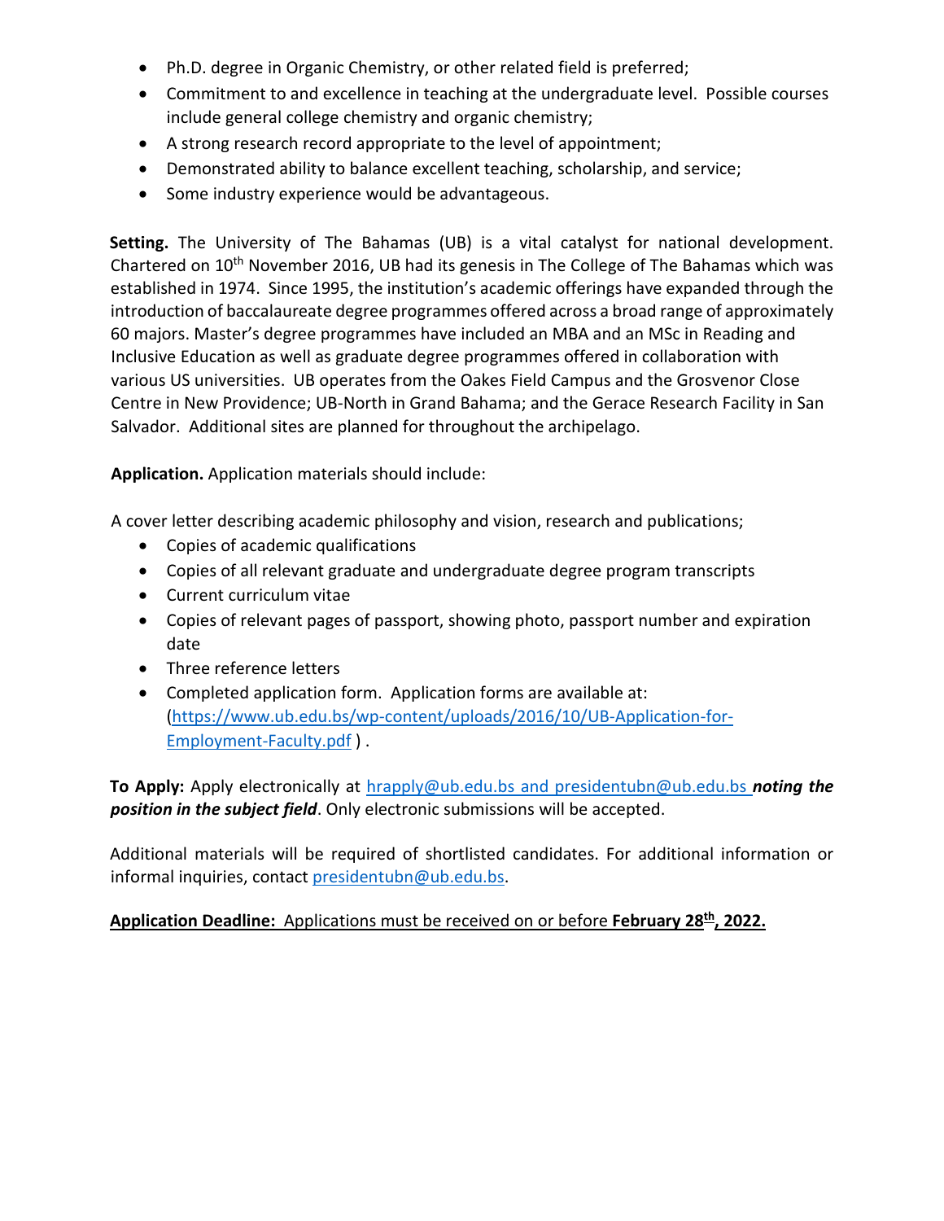- Ph.D. degree in Organic Chemistry, or other related field is preferred;
- Commitment to and excellence in teaching at the undergraduate level. Possible courses include general college chemistry and organic chemistry;
- A strong research record appropriate to the level of appointment;
- Demonstrated ability to balance excellent teaching, scholarship, and service;
- Some industry experience would be advantageous.

**Setting.** The University of The Bahamas (UB) is a vital catalyst for national development. Chartered on 10th November 2016, UB had its genesis in The College of The Bahamas which was established in 1974. Since 1995, the institution's academic offerings have expanded through the introduction of baccalaureate degree programmes offered across a broad range of approximately 60 majors. Master's degree programmes have included an MBA and an MSc in Reading and Inclusive Education as well as graduate degree programmes offered in collaboration with various US universities. UB operates from the Oakes Field Campus and the Grosvenor Close Centre in New Providence; UB-North in Grand Bahama; and the Gerace Research Facility in San Salvador. Additional sites are planned for throughout the archipelago.

**Application.** Application materials should include:

A cover letter describing academic philosophy and vision, research and publications;

- Copies of academic qualifications
- Copies of all relevant graduate and undergraduate degree program transcripts
- Current curriculum vitae
- Copies of relevant pages of passport, showing photo, passport number and expiration date
- Three reference letters
- Completed application form. Application forms are available at: (https://www.ub.edu.bs/wp-content/uploads/2016/10/UB-Application-for-Employment-Faculty.pdf ) .

**To Apply:** Apply electronically at hrapply@ub.edu.bs and presidentubn@ub.edu.bs ***noting the position in the subject field***. Only electronic submissions will be accepted.

Additional materials will be required of shortlisted candidates. For additional information or informal inquiries, contact presidentubn@ub.edu.bs.

**Application Deadline:** Applications must be received on or before **February 28th, 2022.**